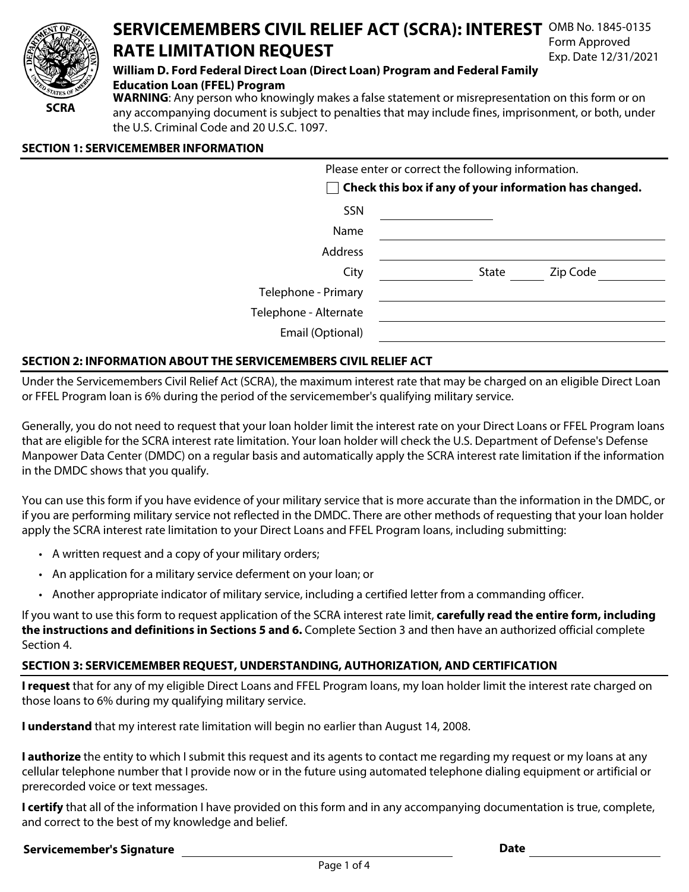# SERVICEMEMBERS CIVIL RELIEF ACT (SCRA): INTEREST RATE LIMITATION REQUEST

OMB No. 1845-0135
Form Approved
Exp. Date 12/31/2021

SCRA

**William D. Ford Federal Direct Loan (Direct Loan) Program and Federal Family Education Loan (FFEL) Program**

**WARNING**: Any person who knowingly makes a false statement or misrepresentation on this form or on any accompanying document is subject to penalties that may include fines, imprisonment, or both, under the U.S. Criminal Code and 20 U.S.C. 1097.

## SECTION 1: SERVICEMEMBER INFORMATION

Please enter or correct the following information.

☐ **Check this box if any of your information has changed.**

SSN ______________

Name ______________

Address ______________

City ______________ State ______ Zip Code ______________

Telephone - Primary ______________

Telephone - Alternate ______________

Email (Optional) ______________

## SECTION 2: INFORMATION ABOUT THE SERVICEMEMBERS CIVIL RELIEF ACT

Under the Servicemembers Civil Relief Act (SCRA), the maximum interest rate that may be charged on an eligible Direct Loan or FFEL Program loan is 6% during the period of the servicemember's qualifying military service.

Generally, you do not need to request that your loan holder limit the interest rate on your Direct Loans or FFEL Program loans that are eligible for the SCRA interest rate limitation. Your loan holder will check the U.S. Department of Defense's Defense Manpower Data Center (DMDC) on a regular basis and automatically apply the SCRA interest rate limitation if the information in the DMDC shows that you qualify.

You can use this form if you have evidence of your military service that is more accurate than the information in the DMDC, or if you are performing military service not reflected in the DMDC. There are other methods of requesting that your loan holder apply the SCRA interest rate limitation to your Direct Loans and FFEL Program loans, including submitting:

- A written request and a copy of your military orders;
- An application for a military service deferment on your loan; or
- Another appropriate indicator of military service, including a certified letter from a commanding officer.

If you want to use this form to request application of the SCRA interest rate limit, **carefully read the entire form, including the instructions and definitions in Sections 5 and 6.** Complete Section 3 and then have an authorized official complete Section 4.

## SECTION 3: SERVICEMEMBER REQUEST, UNDERSTANDING, AUTHORIZATION, AND CERTIFICATION

**I request** that for any of my eligible Direct Loans and FFEL Program loans, my loan holder limit the interest rate charged on those loans to 6% during my qualifying military service.

**I understand** that my interest rate limitation will begin no earlier than August 14, 2008.

**I authorize** the entity to which I submit this request and its agents to contact me regarding my request or my loans at any cellular telephone number that I provide now or in the future using automated telephone dialing equipment or artificial or prerecorded voice or text messages.

**I certify** that all of the information I have provided on this form and in any accompanying documentation is true, complete, and correct to the best of my knowledge and belief.

**Servicemember's Signature** ______________________ **Date** ______________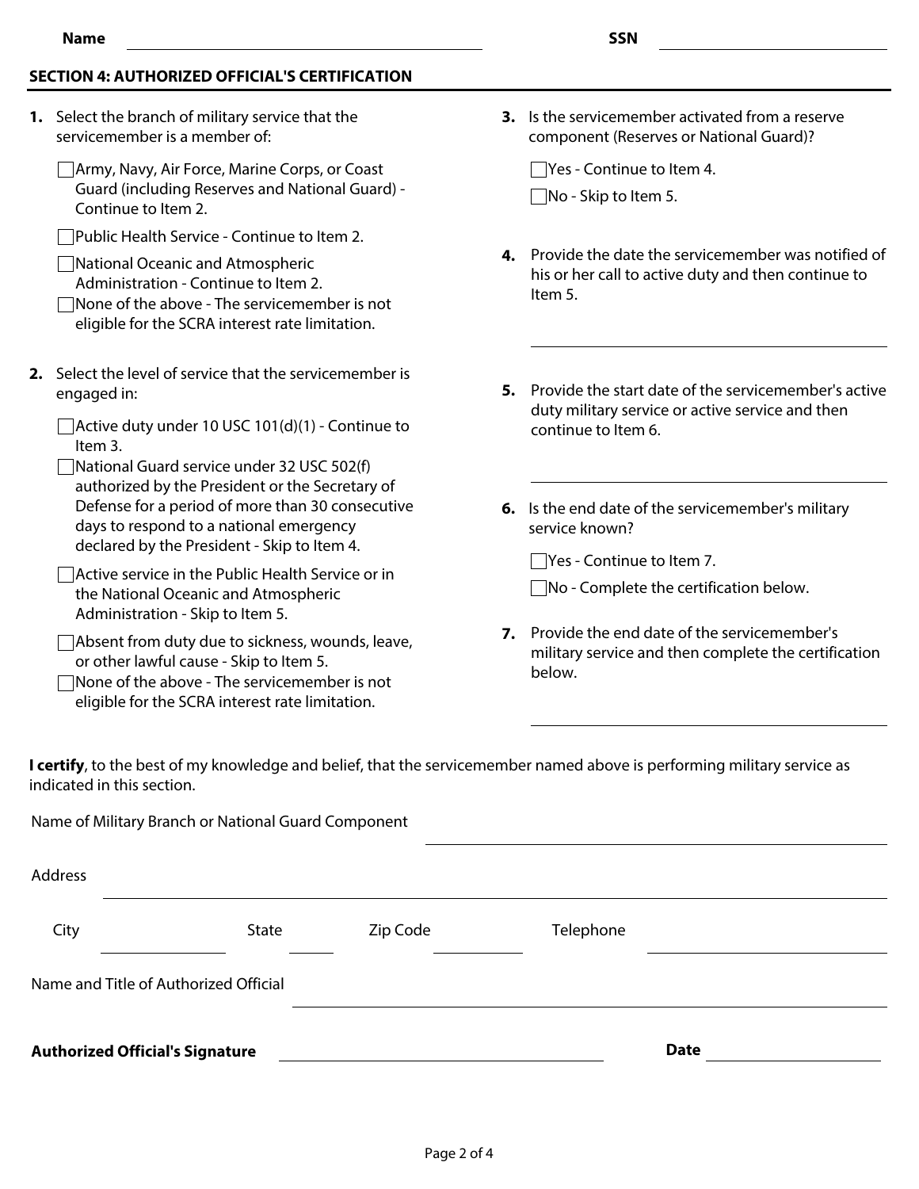Name \_\_\_\_\_\_\_\_\_\_\_\_\_\_\_\_\_\_\_\_ SSN \_\_\_\_\_\_\_\_\_\_\_\_\_\_\_\_\_\_\_\_

## SECTION 4: AUTHORIZED OFFICIAL'S CERTIFICATION

**1.** Select the branch of military service that the servicemember is a member of:

- ☐ Army, Navy, Air Force, Marine Corps, or Coast Guard (including Reserves and National Guard) - Continue to Item 2.
- ☐ Public Health Service - Continue to Item 2.
- ☐ National Oceanic and Atmospheric Administration - Continue to Item 2.
- ☐ None of the above - The servicemember is not eligible for the SCRA interest rate limitation.

**2.** Select the level of service that the servicemember is engaged in:

- ☐ Active duty under 10 USC 101(d)(1) - Continue to Item 3.
- ☐ National Guard service under 32 USC 502(f) authorized by the President or the Secretary of Defense for a period of more than 30 consecutive days to respond to a national emergency declared by the President - Skip to Item 4.
- ☐ Active service in the Public Health Service or in the National Oceanic and Atmospheric Administration - Skip to Item 5.
- ☐ Absent from duty due to sickness, wounds, leave, or other lawful cause - Skip to Item 5.
- ☐ None of the above - The servicemember is not eligible for the SCRA interest rate limitation.

**3.** Is the servicemember activated from a reserve component (Reserves or National Guard)?

- ☐ Yes - Continue to Item 4.
- ☐ No - Skip to Item 5.

**4.** Provide the date the servicemember was notified of his or her call to active duty and then continue to Item 5.

\_\_\_\_\_\_\_\_\_\_\_\_\_\_\_\_\_\_\_\_

**5.** Provide the start date of the servicemember's active duty military service or active service and then continue to Item 6.

\_\_\_\_\_\_\_\_\_\_\_\_\_\_\_\_\_\_\_\_

**6.** Is the end date of the servicemember's military service known?

- ☐ Yes - Continue to Item 7.
- ☐ No - Complete the certification below.

**7.** Provide the end date of the servicemember's military service and then complete the certification below.

\_\_\_\_\_\_\_\_\_\_\_\_\_\_\_\_\_\_\_\_

**I certify**, to the best of my knowledge and belief, that the servicemember named above is performing military service as indicated in this section.

Name of Military Branch or National Guard Component \_\_\_\_\_\_\_\_\_\_\_\_\_\_\_\_\_\_\_\_

Address \_\_\_\_\_\_\_\_\_\_\_\_\_\_\_\_\_\_\_\_

City \_\_\_\_\_\_\_\_ State \_\_\_\_ Zip Code \_\_\_\_\_\_\_\_ Telephone \_\_\_\_\_\_\_\_\_\_\_\_

Name and Title of Authorized Official \_\_\_\_\_\_\_\_\_\_\_\_\_\_\_\_\_\_\_\_

**Authorized Official's Signature** \_\_\_\_\_\_\_\_\_\_\_\_\_\_\_\_\_\_\_\_ **Date** \_\_\_\_\_\_\_\_\_\_\_\_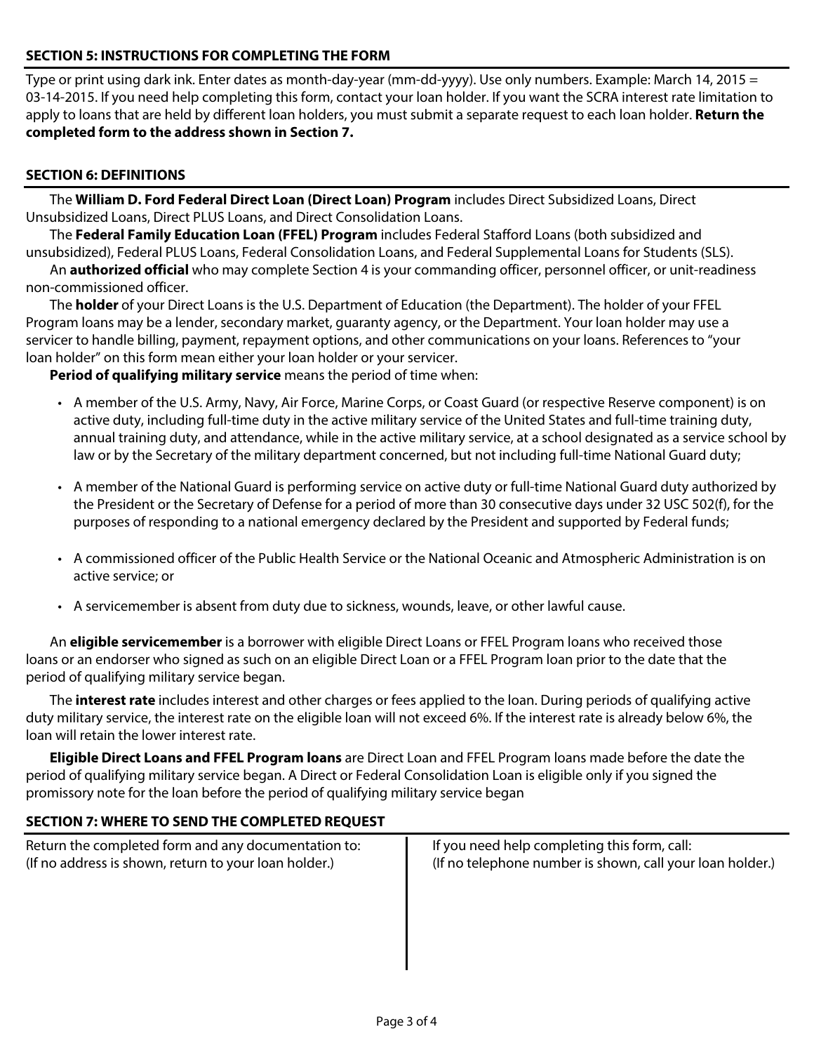## SECTION 5: INSTRUCTIONS FOR COMPLETING THE FORM

Type or print using dark ink. Enter dates as month-day-year (mm-dd-yyyy). Use only numbers. Example: March 14, 2015 = 03-14-2015. If you need help completing this form, contact your loan holder. If you want the SCRA interest rate limitation to apply to loans that are held by different loan holders, you must submit a separate request to each loan holder. **Return the completed form to the address shown in Section 7.**

## SECTION 6: DEFINITIONS

The **William D. Ford Federal Direct Loan (Direct Loan) Program** includes Direct Subsidized Loans, Direct Unsubsidized Loans, Direct PLUS Loans, and Direct Consolidation Loans.

The **Federal Family Education Loan (FFEL) Program** includes Federal Stafford Loans (both subsidized and unsubsidized), Federal PLUS Loans, Federal Consolidation Loans, and Federal Supplemental Loans for Students (SLS).

An **authorized official** who may complete Section 4 is your commanding officer, personnel officer, or unit-readiness non-commissioned officer.

The **holder** of your Direct Loans is the U.S. Department of Education (the Department). The holder of your FFEL Program loans may be a lender, secondary market, guaranty agency, or the Department. Your loan holder may use a servicer to handle billing, payment, repayment options, and other communications on your loans. References to "your loan holder" on this form mean either your loan holder or your servicer.

**Period of qualifying military service** means the period of time when:

- A member of the U.S. Army, Navy, Air Force, Marine Corps, or Coast Guard (or respective Reserve component) is on active duty, including full-time duty in the active military service of the United States and full-time training duty, annual training duty, and attendance, while in the active military service, at a school designated as a service school by law or by the Secretary of the military department concerned, but not including full-time National Guard duty;
- A member of the National Guard is performing service on active duty or full-time National Guard duty authorized by the President or the Secretary of Defense for a period of more than 30 consecutive days under 32 USC 502(f), for the purposes of responding to a national emergency declared by the President and supported by Federal funds;
- A commissioned officer of the Public Health Service or the National Oceanic and Atmospheric Administration is on active service; or
- A servicemember is absent from duty due to sickness, wounds, leave, or other lawful cause.

An **eligible servicemember** is a borrower with eligible Direct Loans or FFEL Program loans who received those loans or an endorser who signed as such on an eligible Direct Loan or a FFEL Program loan prior to the date that the period of qualifying military service began.

The **interest rate** includes interest and other charges or fees applied to the loan. During periods of qualifying active duty military service, the interest rate on the eligible loan will not exceed 6%. If the interest rate is already below 6%, the loan will retain the lower interest rate.

**Eligible Direct Loans and FFEL Program loans** are Direct Loan and FFEL Program loans made before the date the period of qualifying military service began. A Direct or Federal Consolidation Loan is eligible only if you signed the promissory note for the loan before the period of qualifying military service began

## SECTION 7: WHERE TO SEND THE COMPLETED REQUEST

Return the completed form and any documentation to:
(If no address is shown, return to your loan holder.)

If you need help completing this form, call:
(If no telephone number is shown, call your loan holder.)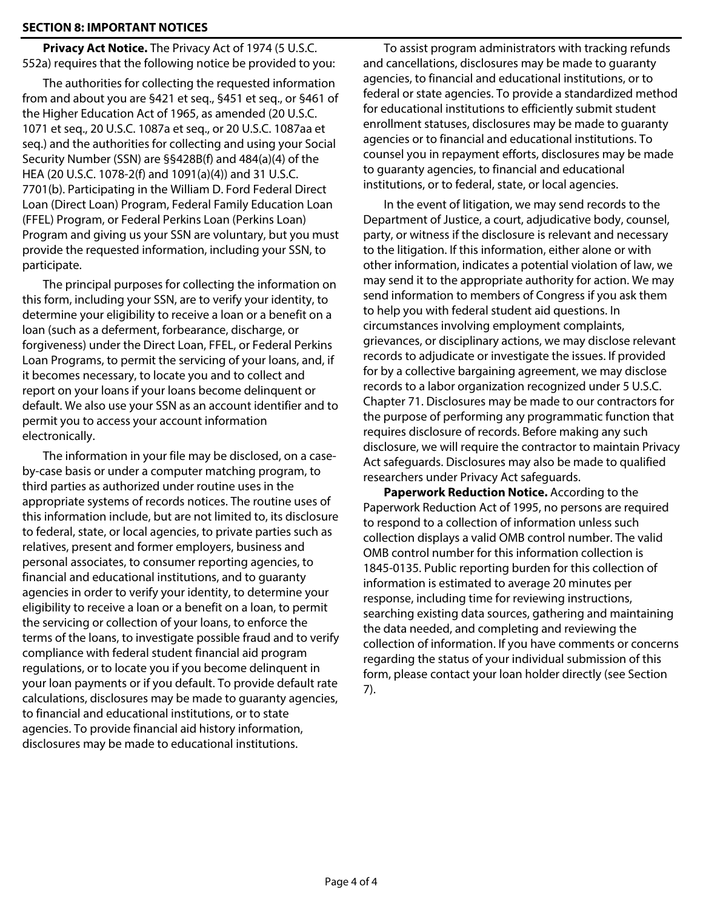## SECTION 8: IMPORTANT NOTICES

**Privacy Act Notice.** The Privacy Act of 1974 (5 U.S.C. 552a) requires that the following notice be provided to you:

The authorities for collecting the requested information from and about you are §421 et seq., §451 et seq., or §461 of the Higher Education Act of 1965, as amended (20 U.S.C. 1071 et seq., 20 U.S.C. 1087a et seq., or 20 U.S.C. 1087aa et seq.) and the authorities for collecting and using your Social Security Number (SSN) are §§428B(f) and 484(a)(4) of the HEA (20 U.S.C. 1078-2(f) and 1091(a)(4)) and 31 U.S.C. 7701(b). Participating in the William D. Ford Federal Direct Loan (Direct Loan) Program, Federal Family Education Loan (FFEL) Program, or Federal Perkins Loan (Perkins Loan) Program and giving us your SSN are voluntary, but you must provide the requested information, including your SSN, to participate.

The principal purposes for collecting the information on this form, including your SSN, are to verify your identity, to determine your eligibility to receive a loan or a benefit on a loan (such as a deferment, forbearance, discharge, or forgiveness) under the Direct Loan, FFEL, or Federal Perkins Loan Programs, to permit the servicing of your loans, and, if it becomes necessary, to locate you and to collect and report on your loans if your loans become delinquent or default. We also use your SSN as an account identifier and to permit you to access your account information electronically.

The information in your file may be disclosed, on a case-by-case basis or under a computer matching program, to third parties as authorized under routine uses in the appropriate systems of records notices. The routine uses of this information include, but are not limited to, its disclosure to federal, state, or local agencies, to private parties such as relatives, present and former employers, business and personal associates, to consumer reporting agencies, to financial and educational institutions, and to guaranty agencies in order to verify your identity, to determine your eligibility to receive a loan or a benefit on a loan, to permit the servicing or collection of your loans, to enforce the terms of the loans, to investigate possible fraud and to verify compliance with federal student financial aid program regulations, or to locate you if you become delinquent in your loan payments or if you default. To provide default rate calculations, disclosures may be made to guaranty agencies, to financial and educational institutions, or to state agencies. To provide financial aid history information, disclosures may be made to educational institutions.

To assist program administrators with tracking refunds and cancellations, disclosures may be made to guaranty agencies, to financial and educational institutions, or to federal or state agencies. To provide a standardized method for educational institutions to efficiently submit student enrollment statuses, disclosures may be made to guaranty agencies or to financial and educational institutions. To counsel you in repayment efforts, disclosures may be made to guaranty agencies, to financial and educational institutions, or to federal, state, or local agencies.

In the event of litigation, we may send records to the Department of Justice, a court, adjudicative body, counsel, party, or witness if the disclosure is relevant and necessary to the litigation. If this information, either alone or with other information, indicates a potential violation of law, we may send it to the appropriate authority for action. We may send information to members of Congress if you ask them to help you with federal student aid questions. In circumstances involving employment complaints, grievances, or disciplinary actions, we may disclose relevant records to adjudicate or investigate the issues. If provided for by a collective bargaining agreement, we may disclose records to a labor organization recognized under 5 U.S.C. Chapter 71. Disclosures may be made to our contractors for the purpose of performing any programmatic function that requires disclosure of records. Before making any such disclosure, we will require the contractor to maintain Privacy Act safeguards. Disclosures may also be made to qualified researchers under Privacy Act safeguards.

**Paperwork Reduction Notice.** According to the Paperwork Reduction Act of 1995, no persons are required to respond to a collection of information unless such collection displays a valid OMB control number. The valid OMB control number for this information collection is 1845-0135. Public reporting burden for this collection of information is estimated to average 20 minutes per response, including time for reviewing instructions, searching existing data sources, gathering and maintaining the data needed, and completing and reviewing the collection of information. If you have comments or concerns regarding the status of your individual submission of this form, please contact your loan holder directly (see Section 7).